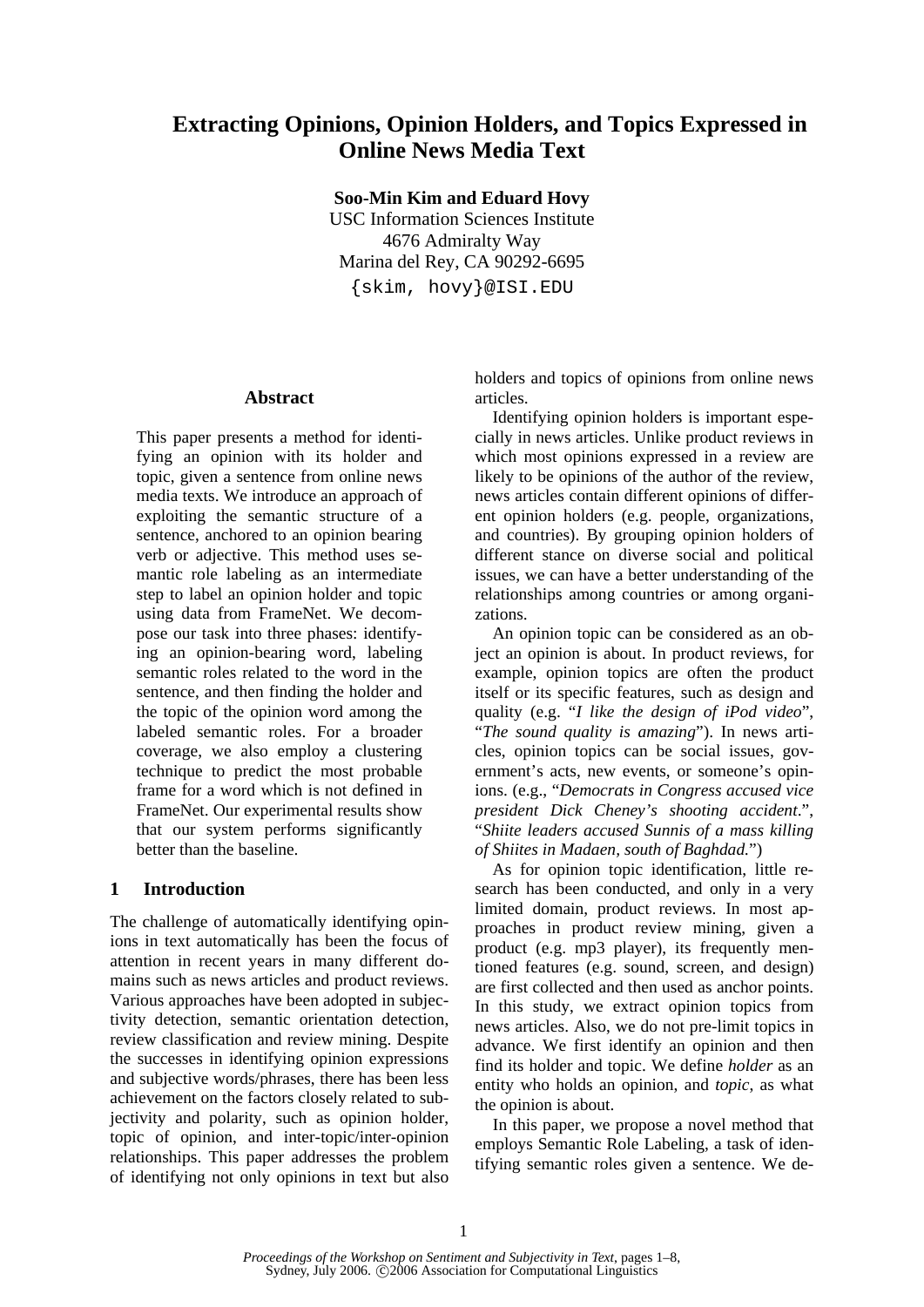# Extracting Opinions, Opinion Holders, and Topics Expressed in Online News Media Text

**Soo-Min Kim and Eduard Hovy**
USC Information Sciences Institute
4676 Admiralty Way
Marina del Rey, CA 90292-6695
{skim, hovy}@ISI.EDU

## Abstract

This paper presents a method for identifying an opinion with its holder and topic, given a sentence from online news media texts. We introduce an approach of exploiting the semantic structure of a sentence, anchored to an opinion bearing verb or adjective. This method uses semantic role labeling as an intermediate step to label an opinion holder and topic using data from FrameNet. We decompose our task into three phases: identifying an opinion-bearing word, labeling semantic roles related to the word in the sentence, and then finding the holder and the topic of the opinion word among the labeled semantic roles. For a broader coverage, we also employ a clustering technique to predict the most probable frame for a word which is not defined in FrameNet. Our experimental results show that our system performs significantly better than the baseline.

## 1 Introduction

The challenge of automatically identifying opinions in text automatically has been the focus of attention in recent years in many different domains such as news articles and product reviews. Various approaches have been adopted in subjectivity detection, semantic orientation detection, review classification and review mining. Despite the successes in identifying opinion expressions and subjective words/phrases, there has been less achievement on the factors closely related to subjectivity and polarity, such as opinion holder, topic of opinion, and inter-topic/inter-opinion relationships. This paper addresses the problem of identifying not only opinions in text but also holders and topics of opinions from online news articles.

Identifying opinion holders is important especially in news articles. Unlike product reviews in which most opinions expressed in a review are likely to be opinions of the author of the review, news articles contain different opinions of different opinion holders (e.g. people, organizations, and countries). By grouping opinion holders of different stance on diverse social and political issues, we can have a better understanding of the relationships among countries or among organizations.

An opinion topic can be considered as an object an opinion is about. In product reviews, for example, opinion topics are often the product itself or its specific features, such as design and quality (e.g. "*I like the design of iPod video*", "*The sound quality is amazing*"). In news articles, opinion topics can be social issues, government's acts, new events, or someone's opinions. (e.g., "*Democrats in Congress accused vice president Dick Cheney's shooting accident*.", "*Shiite leaders accused Sunnis of a mass killing of Shiites in Madaen, south of Baghdad*.")

As for opinion topic identification, little research has been conducted, and only in a very limited domain, product reviews. In most approaches in product review mining, given a product (e.g. mp3 player), its frequently mentioned features (e.g. sound, screen, and design) are first collected and then used as anchor points. In this study, we extract opinion topics from news articles. Also, we do not pre-limit topics in advance. We first identify an opinion and then find its holder and topic. We define *holder* as an entity who holds an opinion, and *topic*, as what the opinion is about.

In this paper, we propose a novel method that employs Semantic Role Labeling, a task of identifying semantic roles given a sentence. We de-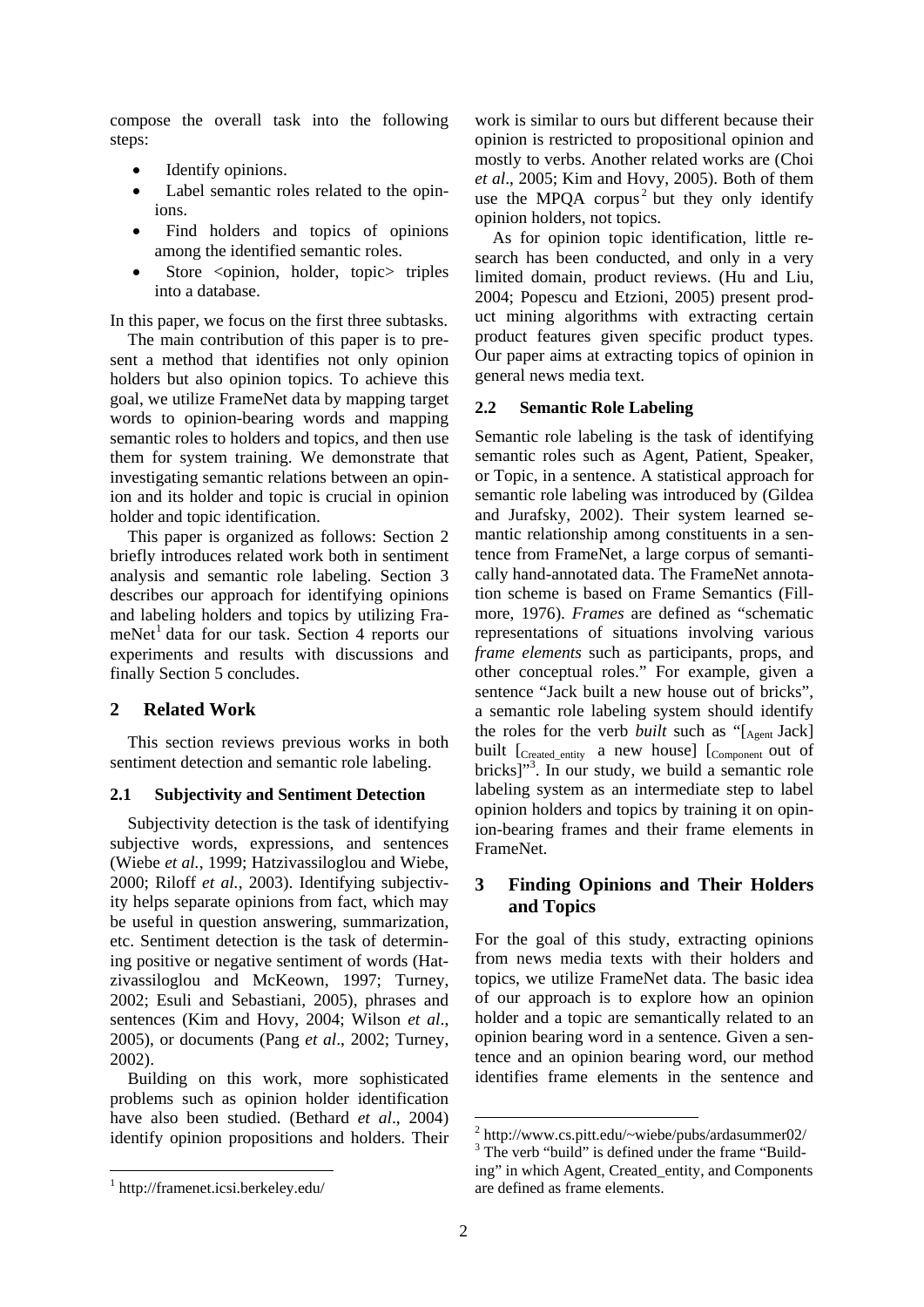compose the overall task into the following steps:

- Identify opinions.
- Label semantic roles related to the opinions.
- Find holders and topics of opinions among the identified semantic roles.
- Store <opinion, holder, topic> triples into a database.

In this paper, we focus on the first three subtasks.

The main contribution of this paper is to present a method that identifies not only opinion holders but also opinion topics. To achieve this goal, we utilize FrameNet data by mapping target words to opinion-bearing words and mapping semantic roles to holders and topics, and then use them for system training. We demonstrate that investigating semantic relations between an opinion and its holder and topic is crucial in opinion holder and topic identification.

This paper is organized as follows: Section 2 briefly introduces related work both in sentiment analysis and semantic role labeling. Section 3 describes our approach for identifying opinions and labeling holders and topics by utilizing FrameNet[1] data for our task. Section 4 reports our experiments and results with discussions and finally Section 5 concludes.

## 2 Related Work

This section reviews previous works in both sentiment detection and semantic role labeling.

### 2.1 Subjectivity and Sentiment Detection

Subjectivity detection is the task of identifying subjective words, expressions, and sentences (Wiebe *et al.*, 1999; Hatzivassiloglou and Wiebe, 2000; Riloff *et al.*, 2003). Identifying subjectivity helps separate opinions from fact, which may be useful in question answering, summarization, etc. Sentiment detection is the task of determining positive or negative sentiment of words (Hatzivassiloglou and McKeown, 1997; Turney, 2002; Esuli and Sebastiani, 2005), phrases and sentences (Kim and Hovy, 2004; Wilson *et al.*, 2005), or documents (Pang *et al*., 2002; Turney, 2002).

Building on this work, more sophisticated problems such as opinion holder identification have also been studied. (Bethard *et al*., 2004) identify opinion propositions and holders. Their work is similar to ours but different because their opinion is restricted to propositional opinion and mostly to verbs. Another related works are (Choi *et al*., 2005; Kim and Hovy, 2005). Both of them use the MPQA corpus[2] but they only identify opinion holders, not topics.

As for opinion topic identification, little research has been conducted, and only in a very limited domain, product reviews. (Hu and Liu, 2004; Popescu and Etzioni, 2005) present product mining algorithms with extracting certain product features given specific product types. Our paper aims at extracting topics of opinion in general news media text.

### 2.2 Semantic Role Labeling

Semantic role labeling is the task of identifying semantic roles such as Agent, Patient, Speaker, or Topic, in a sentence. A statistical approach for semantic role labeling was introduced by (Gildea and Jurafsky, 2002). Their system learned semantic relationship among constituents in a sentence from FrameNet, a large corpus of semantically hand-annotated data. The FrameNet annotation scheme is based on Frame Semantics (Fillmore, 1976). *Frames* are defined as "schematic representations of situations involving various *frame elements* such as participants, props, and other conceptual roles." For example, given a sentence "Jack built a new house out of bricks", a semantic role labeling system should identify the roles for the verb *built* such as "[$_{\text{Agent}}$ Jack] built [$_{\text{Created\_entity}}$ a new house] [$_{\text{Component}}$ out of bricks]"[3]. In our study, we build a semantic role labeling system as an intermediate step to label opinion holders and topics by training it on opinion-bearing frames and their frame elements in FrameNet.

## 3 Finding Opinions and Their Holders and Topics

For the goal of this study, extracting opinions from news media texts with their holders and topics, we utilize FrameNet data. The basic idea of our approach is to explore how an opinion holder and a topic are semantically related to an opinion bearing word in a sentence. Given a sentence and an opinion bearing word, our method identifies frame elements in the sentence and

[1] http://framenet.icsi.berkeley.edu/

[2] http://www.cs.pitt.edu/~wiebe/pubs/ardasummer02/

[3] The verb "build" is defined under the frame "Building" in which Agent, Created_entity, and Components are defined as frame elements.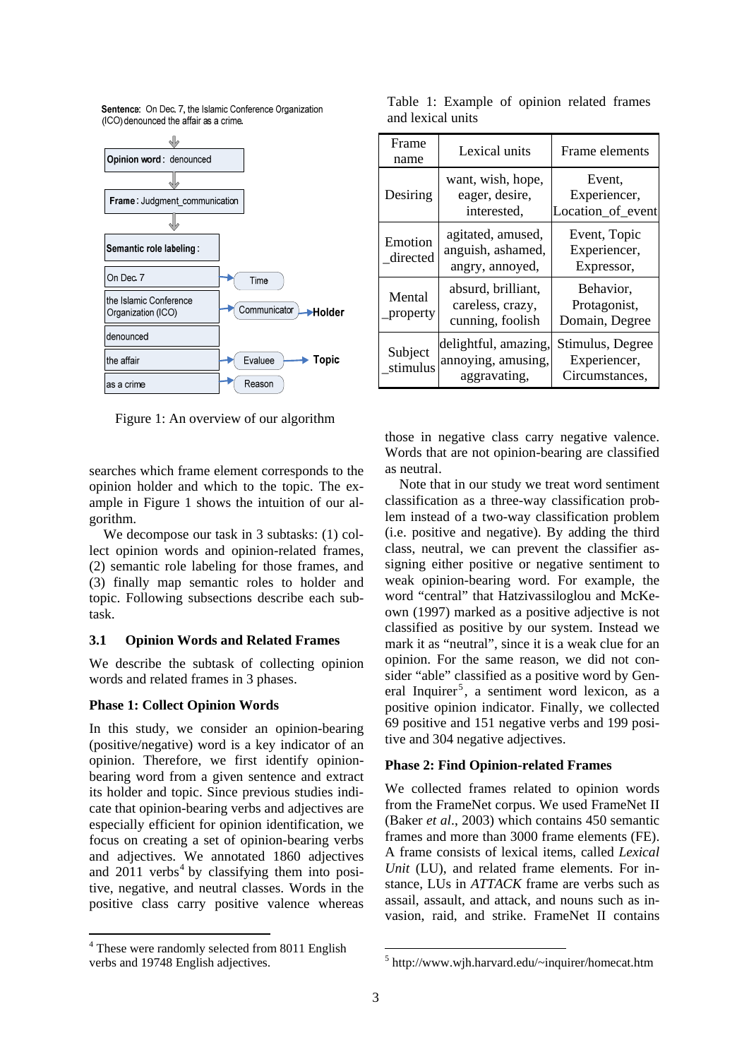Sentence: On Dec. 7, the Islamic Conference Organization (ICO) denounced the affair as a crime.

Opinion word: denounced

Frame: Judgment_communication

Semantic role labeling:

| | | |
|---|---|---|
| On Dec. 7 | Time | |
| the Islamic Conference Organization (ICO) | Communicator | Holder |
| denounced | | |
| the affair | Evaluee | Topic |
| as a crime | Reason | |

Figure 1: An overview of our algorithm

searches which frame element corresponds to the opinion holder and which to the topic. The example in Figure 1 shows the intuition of our algorithm.

We decompose our task in 3 subtasks: (1) collect opinion words and opinion-related frames, (2) semantic role labeling for those frames, and (3) finally map semantic roles to holder and topic. Following subsections describe each subtask.

### 3.1 Opinion Words and Related Frames

We describe the subtask of collecting opinion words and related frames in 3 phases.

**Phase 1: Collect Opinion Words**

In this study, we consider an opinion-bearing (positive/negative) word is a key indicator of an opinion. Therefore, we first identify opinion-bearing word from a given sentence and extract its holder and topic. Since previous studies indicate that opinion-bearing verbs and adjectives are especially efficient for opinion identification, we focus on creating a set of opinion-bearing verbs and adjectives. We annotated 1860 adjectives and 2011 verbs[4] by classifying them into positive, negative, and neutral classes. Words in the positive class carry positive valence whereas those in negative class carry negative valence. Words that are not opinion-bearing are classified as neutral.

Note that in our study we treat word sentiment classification as a three-way classification problem instead of a two-way classification problem (i.e. positive and negative). By adding the third class, neutral, we can prevent the classifier assigning either positive or negative sentiment to weak opinion-bearing word. For example, the word "central" that Hatzivassiloglou and McKeown (1997) marked as a positive adjective is not classified as positive by our system. Instead we mark it as "neutral", since it is a weak clue for an opinion. For the same reason, we did not consider "able" classified as a positive word by General Inquirer[5], a sentiment word lexicon, as a positive opinion indicator. Finally, we collected 69 positive and 151 negative verbs and 199 positive and 304 negative adjectives.

Table 1: Example of opinion related frames and lexical units

| Frame name | Lexical units | Frame elements |
|---|---|---|
| Desiring | want, wish, hope, eager, desire, interested, | Event, Experiencer, Location_of_event |
| Emotion _directed | agitated, amused, anguish, ashamed, angry, annoyed, | Event, Topic Experiencer, Expressor, |
| Mental _property | absurd, brilliant, careless, crazy, cunning, foolish | Behavior, Protagonist, Domain, Degree |
| Subject _stimulus | delightful, amazing, annoying, amusing, aggravating, | Stimulus, Degree Experiencer, Circumstances, |

**Phase 2: Find Opinion-related Frames**

We collected frames related to opinion words from the FrameNet corpus. We used FrameNet II (Baker *et al*., 2003) which contains 450 semantic frames and more than 3000 frame elements (FE). A frame consists of lexical items, called *Lexical Unit* (LU), and related frame elements. For instance, LUs in *ATTACK* frame are verbs such as assail, assault, and attack, and nouns such as invasion, raid, and strike. FrameNet II contains

[4] These were randomly selected from 8011 English verbs and 19748 English adjectives.

[5] http://www.wjh.harvard.edu/~inquirer/homecat.htm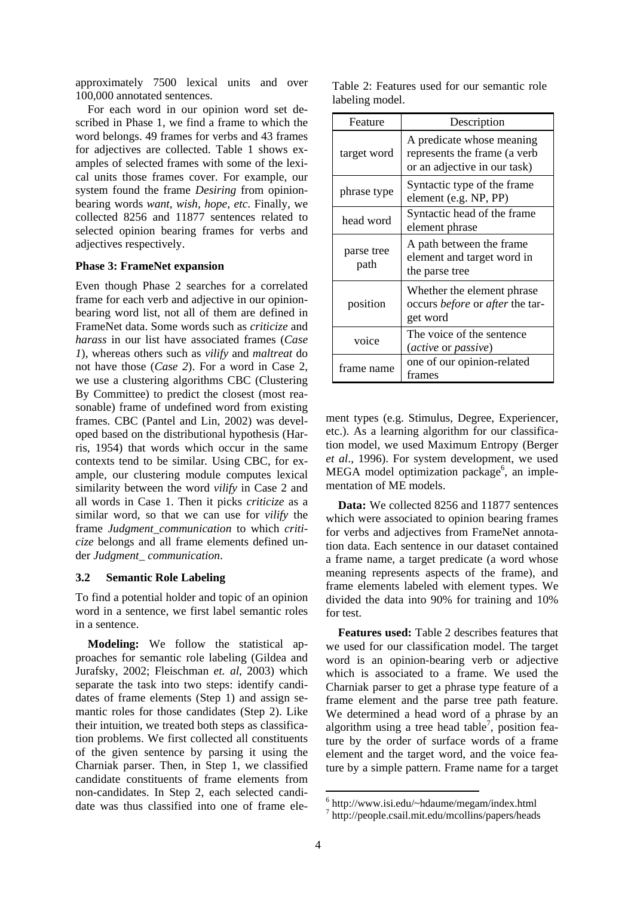approximately 7500 lexical units and over 100,000 annotated sentences.

For each word in our opinion word set described in Phase 1, we find a frame to which the word belongs. 49 frames for verbs and 43 frames for adjectives are collected. Table 1 shows examples of selected frames with some of the lexical units those frames cover. For example, our system found the frame *Desiring* from opinion-bearing words *want*, *wish*, *hope*, *etc*. Finally, we collected 8256 and 11877 sentences related to selected opinion bearing frames for verbs and adjectives respectively.

**Phase 3: FrameNet expansion**

Even though Phase 2 searches for a correlated frame for each verb and adjective in our opinion-bearing word list, not all of them are defined in FrameNet data. Some words such as *criticize* and *harass* in our list have associated frames (*Case 1*), whereas others such as *vilify* and *maltreat* do not have those (*Case 2*). For a word in Case 2, we use a clustering algorithms CBC (Clustering By Committee) to predict the closest (most reasonable) frame of undefined word from existing frames. CBC (Pantel and Lin, 2002) was developed based on the distributional hypothesis (Harris, 1954) that words which occur in the same contexts tend to be similar. Using CBC, for example, our clustering module computes lexical similarity between the word *vilify* in Case 2 and all words in Case 1. Then it picks *criticize* as a similar word, so that we can use for *vilify* the frame *Judgment_communication* to which *criticize* belongs and all frame elements defined under *Judgment_ communication*.

### 3.2 Semantic Role Labeling

To find a potential holder and topic of an opinion word in a sentence, we first label semantic roles in a sentence.

**Modeling:** We follow the statistical approaches for semantic role labeling (Gildea and Jurafsky, 2002; Fleischman *et. al*, 2003) which separate the task into two steps: identify candidates of frame elements (Step 1) and assign semantic roles for those candidates (Step 2). Like their intuition, we treated both steps as classification problems. We first collected all constituents of the given sentence by parsing it using the Charniak parser. Then, in Step 1, we classified candidate constituents of frame elements from non-candidates. In Step 2, each selected candidate was thus classified into one of frame element types (e.g. Stimulus, Degree, Experiencer, etc.). As a learning algorithm for our classification model, we used Maximum Entropy (Berger *et al*., 1996). For system development, we used MEGA model optimization package[6], an implementation of ME models.

Table 2: Features used for our semantic role labeling model.

| Feature | Description |
|---|---|
| target word | A predicate whose meaning represents the frame (a verb or an adjective in our task) |
| phrase type | Syntactic type of the frame element (e.g. NP, PP) |
| head word | Syntactic head of the frame element phrase |
| parse tree path | A path between the frame element and target word in the parse tree |
| position | Whether the element phrase occurs *before* or *after* the target word |
| voice | The voice of the sentence (*active* or *passive*) |
| frame name | one of our opinion-related frames |

**Data:** We collected 8256 and 11877 sentences which were associated to opinion bearing frames for verbs and adjectives from FrameNet annotation data. Each sentence in our dataset contained a frame name, a target predicate (a word whose meaning represents aspects of the frame), and frame elements labeled with element types. We divided the data into 90% for training and 10% for test.

**Features used:** Table 2 describes features that we used for our classification model. The target word is an opinion-bearing verb or adjective which is associated to a frame. We used the Charniak parser to get a phrase type feature of a frame element and the parse tree path feature. We determined a head word of a phrase by an algorithm using a tree head table[7], position feature by the order of surface words of a frame element and the target word, and the voice feature by a simple pattern. Frame name for a target

[6] http://www.isi.edu/~hdaume/megam/index.html

[7] http://people.csail.mit.edu/mcollins/papers/heads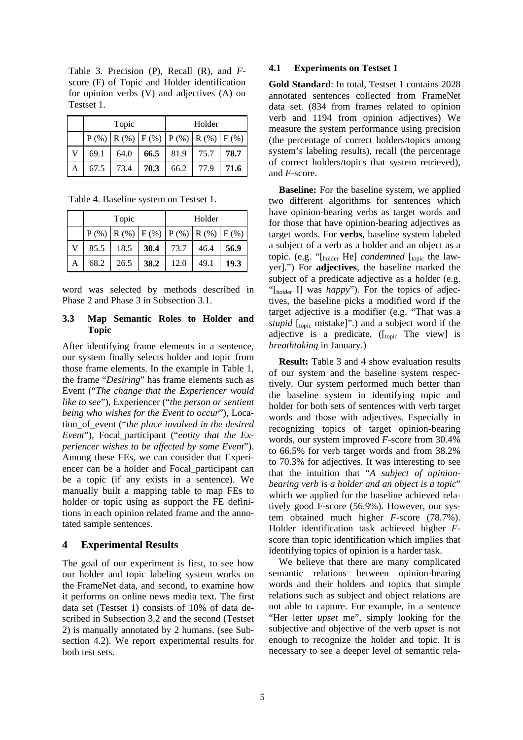Table 3. Precision (P), Recall (R), and *F*-score (F) of Topic and Holder identification for opinion verbs (V) and adjectives (A) on Testset 1.

| | Topic | | | Holder | | |
|---|---|---|---|---|---|---|
| | P (%) | R (%) | F (%) | P (%) | R (%) | F (%) |
| V | 69.1 | 64.0 | **66.5** | 81.9 | 75.7 | **78.7** |
| A | 67.5 | 73.4 | **70.3** | 66.2 | 77.9 | **71.6** |

Table 4. Baseline system on Testset 1.

| | Topic | | | Holder | | |
|---|---|---|---|---|---|---|
| | P (%) | R (%) | F (%) | P (%) | R (%) | F (%) |
| V | 85.5 | 18.5 | **30.4** | 73.7 | 46.4 | **56.9** |
| A | 68.2 | 26.5 | **38.2** | 12.0 | 49.1 | **19.3** |

word was selected by methods described in Phase 2 and Phase 3 in Subsection 3.1.

### 3.3 Map Semantic Roles to Holder and Topic

After identifying frame elements in a sentence, our system finally selects holder and topic from those frame elements. In the example in Table 1, the frame "*Desiring*" has frame elements such as Event ("*The change that the Experiencer would like to see*"), Experiencer ("*the person or sentient being who wishes for the Event to occur*"), Location_of_event ("*the place involved in the desired Event*"), Focal_participant ("*entity that the Experiencer wishes to be affected by some Event*"). Among these FEs, we can consider that Experiencer can be a holder and Focal_participant can be a topic (if any exists in a sentence). We manually built a mapping table to map FEs to holder or topic using as support the FE definitions in each opinion related frame and the annotated sample sentences.

## 4 Experimental Results

The goal of our experiment is first, to see how our holder and topic labeling system works on the FrameNet data, and second, to examine how it performs on online news media text. The first data set (Testset 1) consists of 10% of data described in Subsection 3.2 and the second (Testset 2) is manually annotated by 2 humans. (see Subsection 4.2). We report experimental results for both test sets.

### 4.1 Experiments on Testset 1

**Gold Standard**: In total, Testset 1 contains 2028 annotated sentences collected from FrameNet data set. (834 from frames related to opinion verb and 1194 from opinion adjectives) We measure the system performance using precision (the percentage of correct holders/topics among system's labeling results), recall (the percentage of correct holders/topics that system retrieved), and *F*-score.

**Baseline:** For the baseline system, we applied two different algorithms for sentences which have opinion-bearing verbs as target words and for those that have opinion-bearing adjectives as target words. For **verbs**, baseline system labeled a subject of a verb as a holder and an object as a topic. (e.g. "[$_{\text{holder}}$ He] *condemned* [$_{\text{topic}}$ the lawyer].") For **adjectives**, the baseline marked the subject of a predicate adjective as a holder (e.g. "[$_{\text{holder}}$ I] was *happy*"). For the topics of adjectives, the baseline picks a modified word if the target adjective is a modifier (e.g. "That was a *stupid* [$_{\text{topic}}$ mistake]".) and a subject word if the adjective is a predicate. ([$_{\text{topic}}$ The view] is *breathtaking* in January.)

**Result:** Table 3 and 4 show evaluation results of our system and the baseline system respectively. Our system performed much better than the baseline system in identifying topic and holder for both sets of sentences with verb target words and those with adjectives. Especially in recognizing topics of target opinion-bearing words, our system improved *F*-score from 30.4% to 66.5% for verb target words and from 38.2% to 70.3% for adjectives. It was interesting to see that the intuition that "*A subject of opinion-bearing verb is a holder and an object is a topic*" which we applied for the baseline achieved relatively good F-score (56.9%). However, our system obtained much higher *F*-score (78.7%). Holder identification task achieved higher *F*-score than topic identification which implies that identifying topics of opinion is a harder task.

We believe that there are many complicated semantic relations between opinion-bearing words and their holders and topics that simple relations such as subject and object relations are not able to capture. For example, in a sentence "Her letter *upset* me", simply looking for the subjective and objective of the verb *upset* is not enough to recognize the holder and topic. It is necessary to see a deeper level of semantic rela-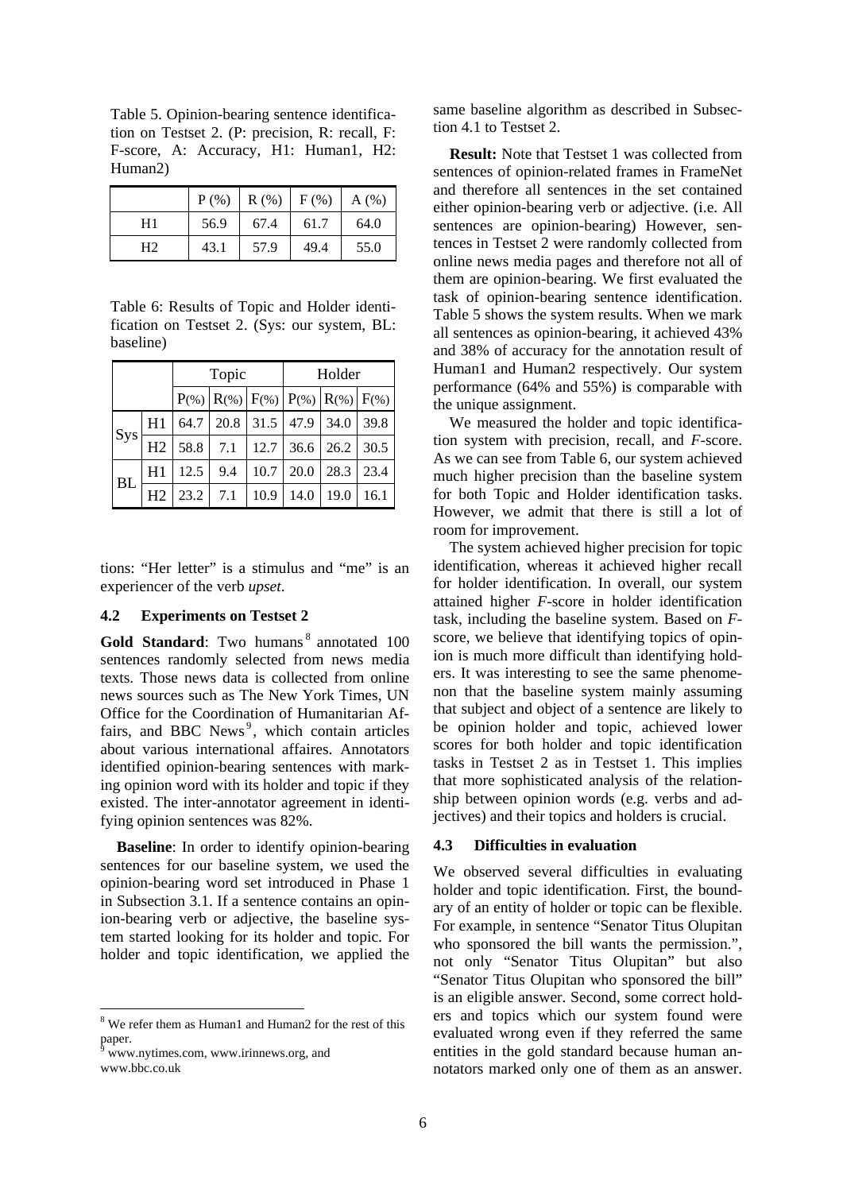Table 5. Opinion-bearing sentence identification on Testset 2. (P: precision, R: recall, F: F-score, A: Accuracy, H1: Human1, H2: Human2)

| | P (%) | R (%) | F (%) | A (%) |
|---|---|---|---|---|
| H1 | 56.9 | 67.4 | 61.7 | 64.0 |
| H2 | 43.1 | 57.9 | 49.4 | 55.0 |

Table 6: Results of Topic and Holder identification on Testset 2. (Sys: our system, BL: baseline)

| | | Topic | | | Holder | | |
|---|---|---|---|---|---|---|---|
| | | P(%) | R(%) | F(%) | P(%) | R(%) | F(%) |
| Sys | H1 | 64.7 | 20.8 | 31.5 | 47.9 | 34.0 | 39.8 |
| | H2 | 58.8 | 7.1 | 12.7 | 36.6 | 26.2 | 30.5 |
| BL | H1 | 12.5 | 9.4 | 10.7 | 20.0 | 28.3 | 23.4 |
| | H2 | 23.2 | 7.1 | 10.9 | 14.0 | 19.0 | 16.1 |

tions: "Her letter" is a stimulus and "me" is an experiencer of the verb *upset*.

### 4.2 Experiments on Testset 2

**Gold Standard**: Two humans[8] annotated 100 sentences randomly selected from news media texts. Those news data is collected from online news sources such as The New York Times, UN Office for the Coordination of Humanitarian Affairs, and BBC News[9], which contain articles about various international affaires. Annotators identified opinion-bearing sentences with marking opinion word with its holder and topic if they existed. The inter-annotator agreement in identifying opinion sentences was 82%.

**Baseline**: In order to identify opinion-bearing sentences for our baseline system, we used the opinion-bearing word set introduced in Phase 1 in Subsection 3.1. If a sentence contains an opinion-bearing verb or adjective, the baseline system started looking for its holder and topic. For holder and topic identification, we applied the same baseline algorithm as described in Subsection 4.1 to Testset 2.

**Result:** Note that Testset 1 was collected from sentences of opinion-related frames in FrameNet and therefore all sentences in the set contained either opinion-bearing verb or adjective. (i.e. All sentences are opinion-bearing) However, sentences in Testset 2 were randomly collected from online news media pages and therefore not all of them are opinion-bearing. We first evaluated the task of opinion-bearing sentence identification. Table 5 shows the system results. When we mark all sentences as opinion-bearing, it achieved 43% and 38% of accuracy for the annotation result of Human1 and Human2 respectively. Our system performance (64% and 55%) is comparable with the unique assignment.

We measured the holder and topic identification system with precision, recall, and *F*-score. As we can see from Table 6, our system achieved much higher precision than the baseline system for both Topic and Holder identification tasks. However, we admit that there is still a lot of room for improvement.

The system achieved higher precision for topic identification, whereas it achieved higher recall for holder identification. In overall, our system attained higher *F*-score in holder identification task, including the baseline system. Based on *F*-score, we believe that identifying topics of opinion is much more difficult than identifying holders. It was interesting to see the same phenomenon that the baseline system mainly assuming that subject and object of a sentence are likely to be opinion holder and topic, achieved lower scores for both holder and topic identification tasks in Testset 2 as in Testset 1. This implies that more sophisticated analysis of the relationship between opinion words (e.g. verbs and adjectives) and their topics and holders is crucial.

### 4.3 Difficulties in evaluation

We observed several difficulties in evaluating holder and topic identification. First, the boundary of an entity of holder or topic can be flexible. For example, in sentence "Senator Titus Olupitan who sponsored the bill wants the permission.", not only "Senator Titus Olupitan" but also "Senator Titus Olupitan who sponsored the bill" is an eligible answer. Second, some correct holders and topics which our system found were evaluated wrong even if they referred the same entities in the gold standard because human annotators marked only one of them as an answer.

[8] We refer them as Human1 and Human2 for the rest of this paper.

[9] www.nytimes.com, www.irinnews.org, and www.bbc.co.uk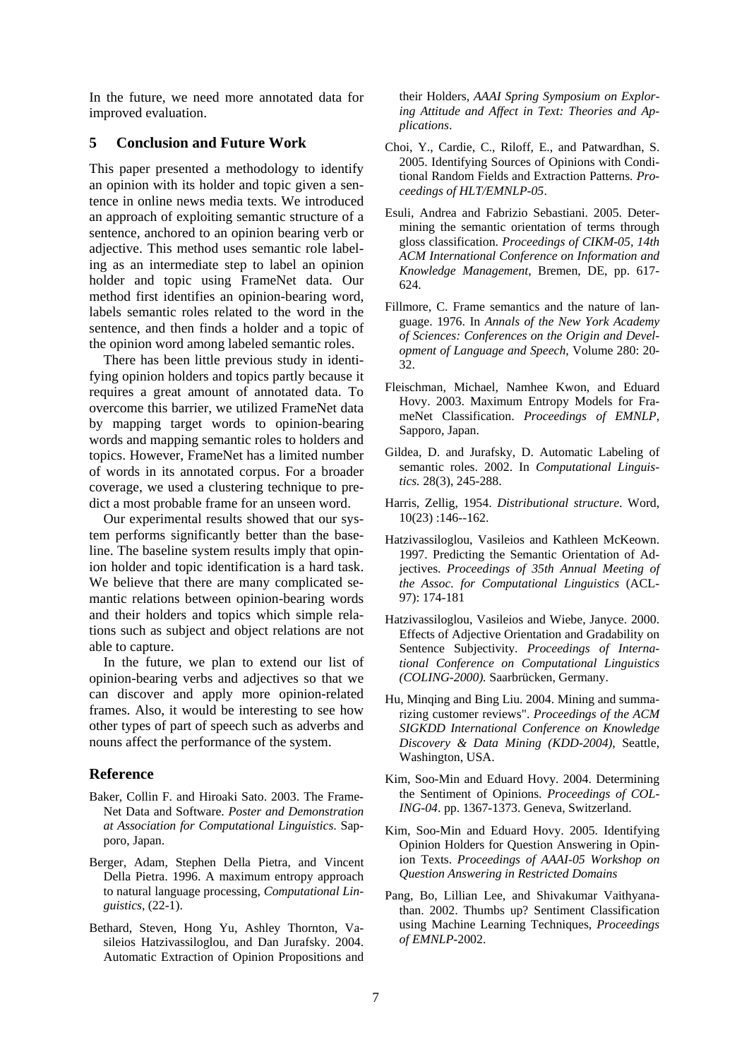In the future, we need more annotated data for improved evaluation.

## 5 Conclusion and Future Work

This paper presented a methodology to identify an opinion with its holder and topic given a sentence in online news media texts. We introduced an approach of exploiting semantic structure of a sentence, anchored to an opinion bearing verb or adjective. This method uses semantic role labeling as an intermediate step to label an opinion holder and topic using FrameNet data. Our method first identifies an opinion-bearing word, labels semantic roles related to the word in the sentence, and then finds a holder and a topic of the opinion word among labeled semantic roles.

There has been little previous study in identifying opinion holders and topics partly because it requires a great amount of annotated data. To overcome this barrier, we utilized FrameNet data by mapping target words to opinion-bearing words and mapping semantic roles to holders and topics. However, FrameNet has a limited number of words in its annotated corpus. For a broader coverage, we used a clustering technique to predict a most probable frame for an unseen word.

Our experimental results showed that our system performs significantly better than the baseline. The baseline system results imply that opinion holder and topic identification is a hard task. We believe that there are many complicated semantic relations between opinion-bearing words and their holders and topics which simple relations such as subject and object relations are not able to capture.

In the future, we plan to extend our list of opinion-bearing verbs and adjectives so that we can discover and apply more opinion-related frames. Also, it would be interesting to see how other types of part of speech such as adverbs and nouns affect the performance of the system.

## Reference

Baker, Collin F. and Hiroaki Sato. 2003. The FrameNet Data and Software. *Poster and Demonstration at Association for Computational Linguistics*. Sapporo, Japan.

Berger, Adam, Stephen Della Pietra, and Vincent Della Pietra. 1996. A maximum entropy approach to natural language processing, *Computational Linguistics*, (22-1).

Bethard, Steven, Hong Yu, Ashley Thornton, Vasileios Hatzivassiloglou, and Dan Jurafsky. 2004. Automatic Extraction of Opinion Propositions and their Holders, *AAAI Spring Symposium on Exploring Attitude and Affect in Text: Theories and Applications*.

Choi, Y., Cardie, C., Riloff, E., and Patwardhan, S. 2005. Identifying Sources of Opinions with Conditional Random Fields and Extraction Patterns. *Proceedings of HLT/EMNLP-05*.

Esuli, Andrea and Fabrizio Sebastiani. 2005. Determining the semantic orientation of terms through gloss classification. *Proceedings of CIKM-05, 14th ACM International Conference on Information and Knowledge Management*, Bremen, DE, pp. 617-624.

Fillmore, C. Frame semantics and the nature of language. 1976. In *Annals of the New York Academy of Sciences: Conferences on the Origin and Development of Language and Speech*, Volume 280: 20-32.

Fleischman, Michael, Namhee Kwon, and Eduard Hovy. 2003. Maximum Entropy Models for FrameNet Classification. *Proceedings of EMNLP*, Sapporo, Japan.

Gildea, D. and Jurafsky, D. Automatic Labeling of semantic roles. 2002. In *Computational Linguistics.* 28(3), 245-288.

Harris, Zellig, 1954. *Distributional structure*. Word, 10(23) :146--162.

Hatzivassiloglou, Vasileios and Kathleen McKeown. 1997. Predicting the Semantic Orientation of Adjectives. *Proceedings of 35th Annual Meeting of the Assoc. for Computational Linguistics* (ACL-97): 174-181

Hatzivassiloglou, Vasileios and Wiebe, Janyce. 2000. Effects of Adjective Orientation and Gradability on Sentence Subjectivity. *Proceedings of International Conference on Computational Linguistics (COLING-2000).* Saarbrücken, Germany.

Hu, Minqing and Bing Liu. 2004. Mining and summarizing customer reviews". *Proceedings of the ACM SIGKDD International Conference on Knowledge Discovery & Data Mining (KDD-2004)*, Seattle, Washington, USA.

Kim, Soo-Min and Eduard Hovy. 2004. Determining the Sentiment of Opinions. *Proceedings of COLING-04*. pp. 1367-1373. Geneva, Switzerland.

Kim, Soo-Min and Eduard Hovy. 2005. Identifying Opinion Holders for Question Answering in Opinion Texts. *Proceedings of AAAI-05 Workshop on Question Answering in Restricted Domains*

Pang, Bo, Lillian Lee, and Shivakumar Vaithyanathan. 2002. Thumbs up? Sentiment Classification using Machine Learning Techniques, *Proceedings of EMNLP*-2002.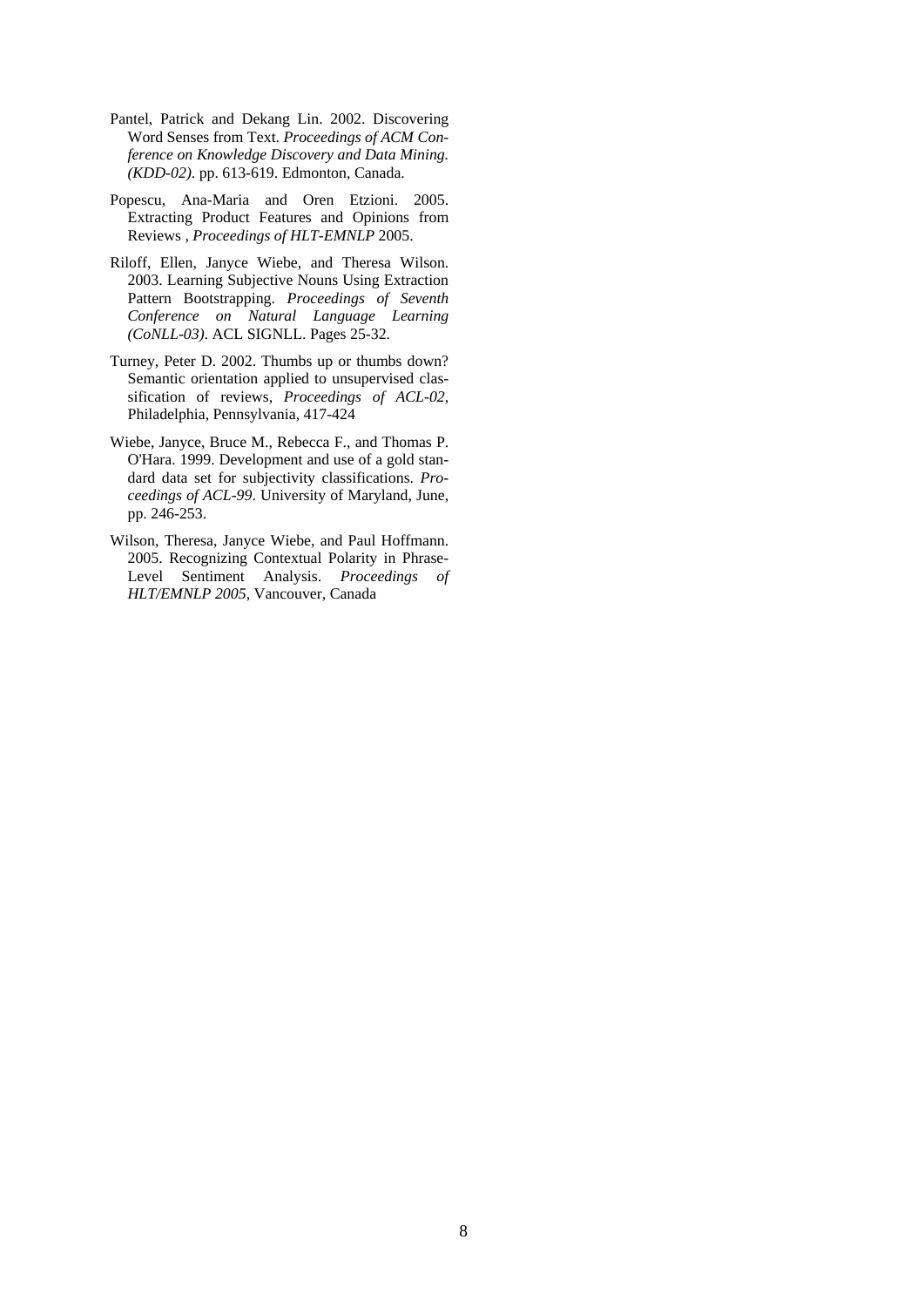Pantel, Patrick and Dekang Lin. 2002. Discovering Word Senses from Text. *Proceedings of ACM Conference on Knowledge Discovery and Data Mining. (KDD-02)*. pp. 613-619. Edmonton, Canada.

Popescu, Ana-Maria and Oren Etzioni. 2005. Extracting Product Features and Opinions from Reviews , *Proceedings of HLT-EMNLP* 2005.

Riloff, Ellen, Janyce Wiebe, and Theresa Wilson. 2003. Learning Subjective Nouns Using Extraction Pattern Bootstrapping. *Proceedings of Seventh Conference on Natural Language Learning (CoNLL-03)*. ACL SIGNLL. Pages 25-32.

Turney, Peter D. 2002. Thumbs up or thumbs down? Semantic orientation applied to unsupervised classification of reviews, *Proceedings of ACL-02*, Philadelphia, Pennsylvania, 417-424

Wiebe, Janyce, Bruce M., Rebecca F., and Thomas P. O'Hara. 1999. Development and use of a gold standard data set for subjectivity classifications. *Proceedings of ACL-99*. University of Maryland, June, pp. 246-253.

Wilson, Theresa, Janyce Wiebe, and Paul Hoffmann. 2005. Recognizing Contextual Polarity in Phrase-Level Sentiment Analysis. *Proceedings of HLT/EMNLP 2005*, Vancouver, Canada